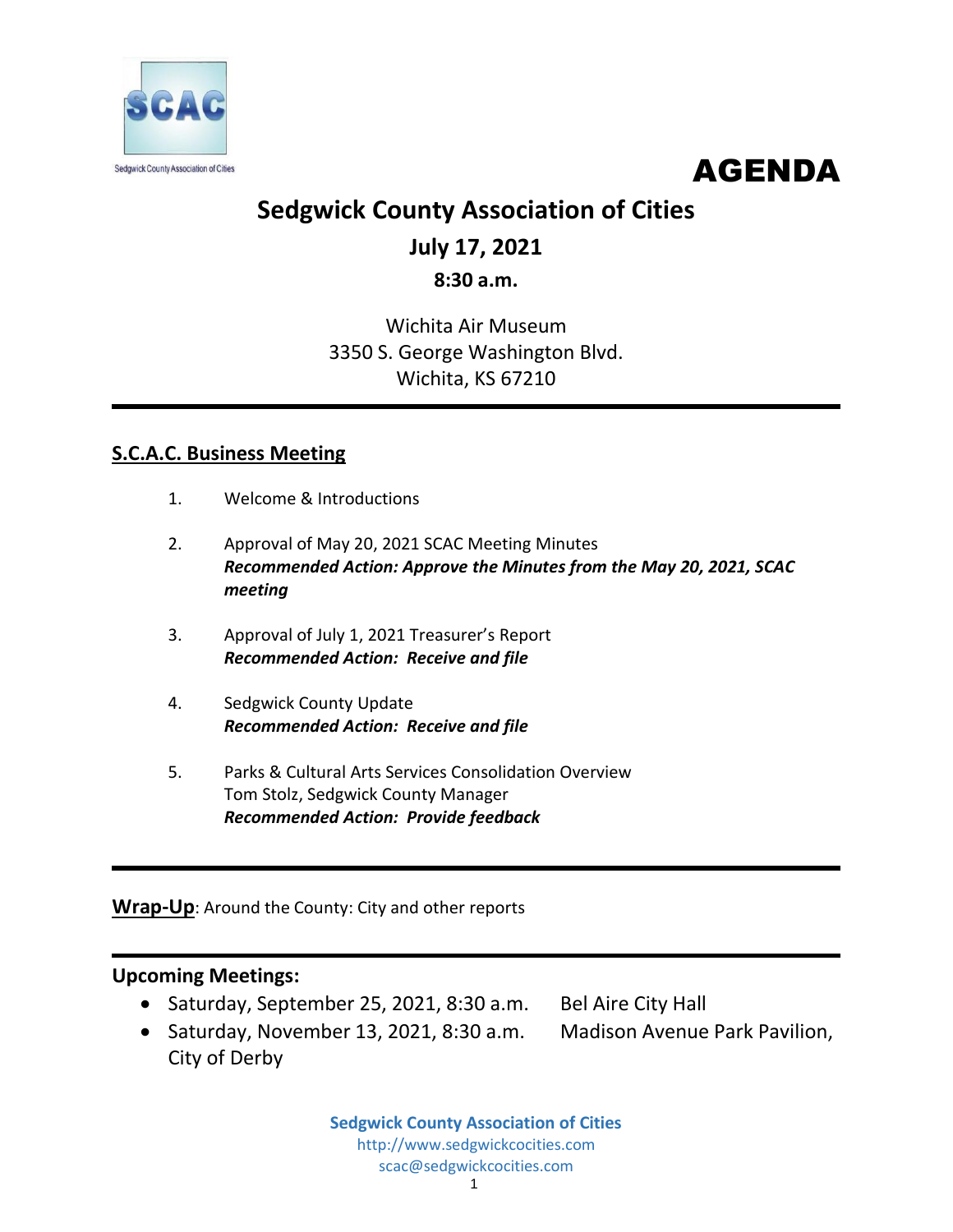SCAC

Sedgwick County Association of Cities

# AGENDA

## Sedgwick County Association of Cities

### July 17, 2021

### 8:30 a.m.

Wichita Air Museum
3350 S. George Washington Blvd.
Wichita, KS 67210

---

## S.C.A.C. Business Meeting

1. Welcome & Introductions

2. Approval of May 20, 2021 SCAC Meeting Minutes
   ***Recommended Action: Approve the Minutes from the May 20, 2021, SCAC meeting***

3. Approval of July 1, 2021 Treasurer's Report
   ***Recommended Action: Receive and file***

4. Sedgwick County Update
   ***Recommended Action: Receive and file***

5. Parks & Cultural Arts Services Consolidation Overview
   Tom Stolz, Sedgwick County Manager
   ***Recommended Action: Provide feedback***

---

**Wrap-Up**: Around the County: City and other reports

---

**Upcoming Meetings:**

- Saturday, September 25, 2021, 8:30 a.m. Bel Aire City Hall
- Saturday, November 13, 2021, 8:30 a.m. Madison Avenue Park Pavilion, City of Derby

**Sedgwick County Association of Cities**
http://www.sedgwickcocities.com
scac@sedgwickcocities.com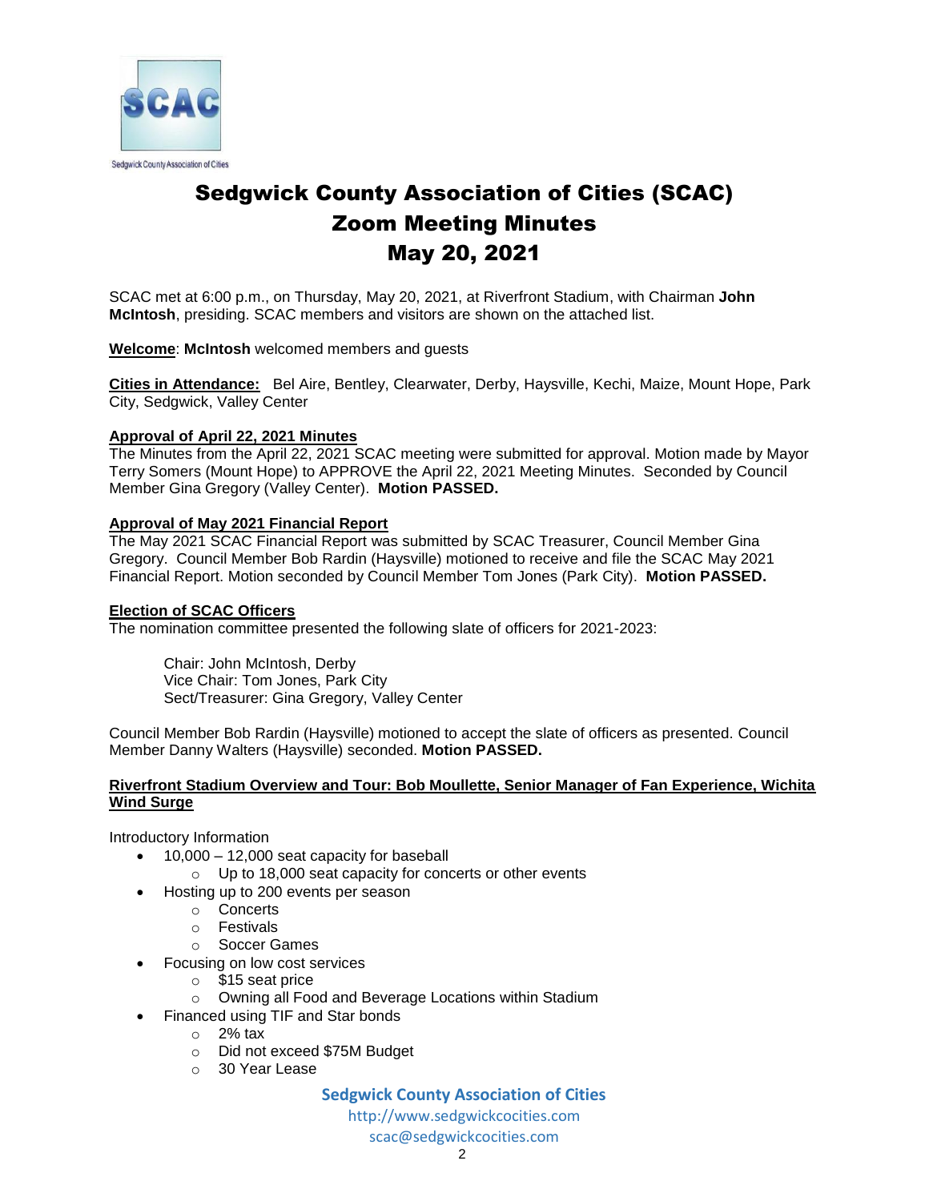Sedgwick County Association of Cities

# Sedgwick County Association of Cities (SCAC)
# Zoom Meeting Minutes
# May 20, 2021

SCAC met at 6:00 p.m., on Thursday, May 20, 2021, at Riverfront Stadium, with Chairman **John McIntosh**, presiding. SCAC members and visitors are shown on the attached list.

**Welcome**: **McIntosh** welcomed members and guests

**Cities in Attendance:** Bel Aire, Bentley, Clearwater, Derby, Haysville, Kechi, Maize, Mount Hope, Park City, Sedgwick, Valley Center

**Approval of April 22, 2021 Minutes**

The Minutes from the April 22, 2021 SCAC meeting were submitted for approval. Motion made by Mayor Terry Somers (Mount Hope) to APPROVE the April 22, 2021 Meeting Minutes. Seconded by Council Member Gina Gregory (Valley Center). **Motion PASSED.**

**Approval of May 2021 Financial Report**

The May 2021 SCAC Financial Report was submitted by SCAC Treasurer, Council Member Gina Gregory. Council Member Bob Rardin (Haysville) motioned to receive and file the SCAC May 2021 Financial Report. Motion seconded by Council Member Tom Jones (Park City). **Motion PASSED.**

**Election of SCAC Officers**

The nomination committee presented the following slate of officers for 2021-2023:

Chair: John McIntosh, Derby
Vice Chair: Tom Jones, Park City
Sect/Treasurer: Gina Gregory, Valley Center

Council Member Bob Rardin (Haysville) motioned to accept the slate of officers as presented. Council Member Danny Walters (Haysville) seconded. **Motion PASSED.**

**Riverfront Stadium Overview and Tour: Bob Moullette, Senior Manager of Fan Experience, Wichita Wind Surge**

Introductory Information

- 10,000 – 12,000 seat capacity for baseball
  - Up to 18,000 seat capacity for concerts or other events
- Hosting up to 200 events per season
  - Concerts
  - Festivals
  - Soccer Games
- Focusing on low cost services
  - $15 seat price
  - Owning all Food and Beverage Locations within Stadium
- Financed using TIF and Star bonds
  - 2% tax
  - Did not exceed $75M Budget
  - 30 Year Lease

**Sedgwick County Association of Cities**
http://www.sedgwickcocities.com
scac@sedgwickcocities.com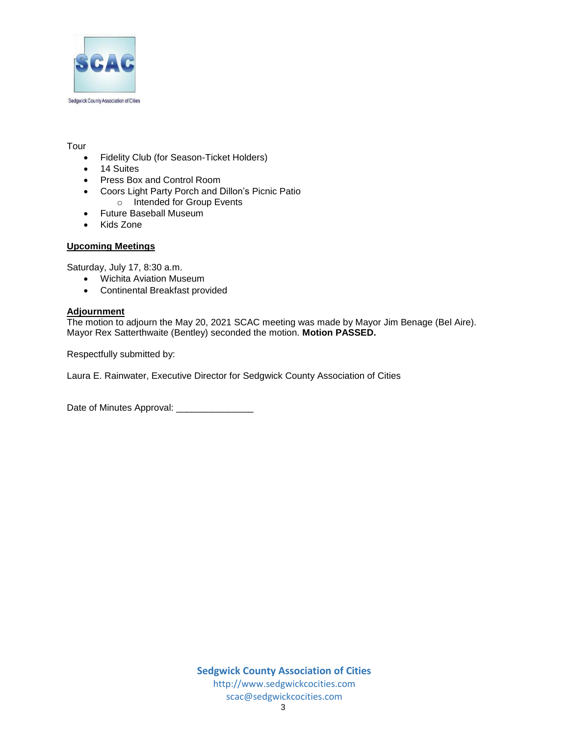Tour

- Fidelity Club (for Season-Ticket Holders)
- 14 Suites
- Press Box and Control Room
- Coors Light Party Porch and Dillon's Picnic Patio
  - Intended for Group Events
- Future Baseball Museum
- Kids Zone

**Upcoming Meetings**

Saturday, July 17, 8:30 a.m.

- Wichita Aviation Museum
- Continental Breakfast provided

**Adjournment**

The motion to adjourn the May 20, 2021 SCAC meeting was made by Mayor Jim Benage (Bel Aire). Mayor Rex Satterthwaite (Bentley) seconded the motion. **Motion PASSED.**

Respectfully submitted by:

Laura E. Rainwater, Executive Director for Sedgwick County Association of Cities

Date of Minutes Approval: _______________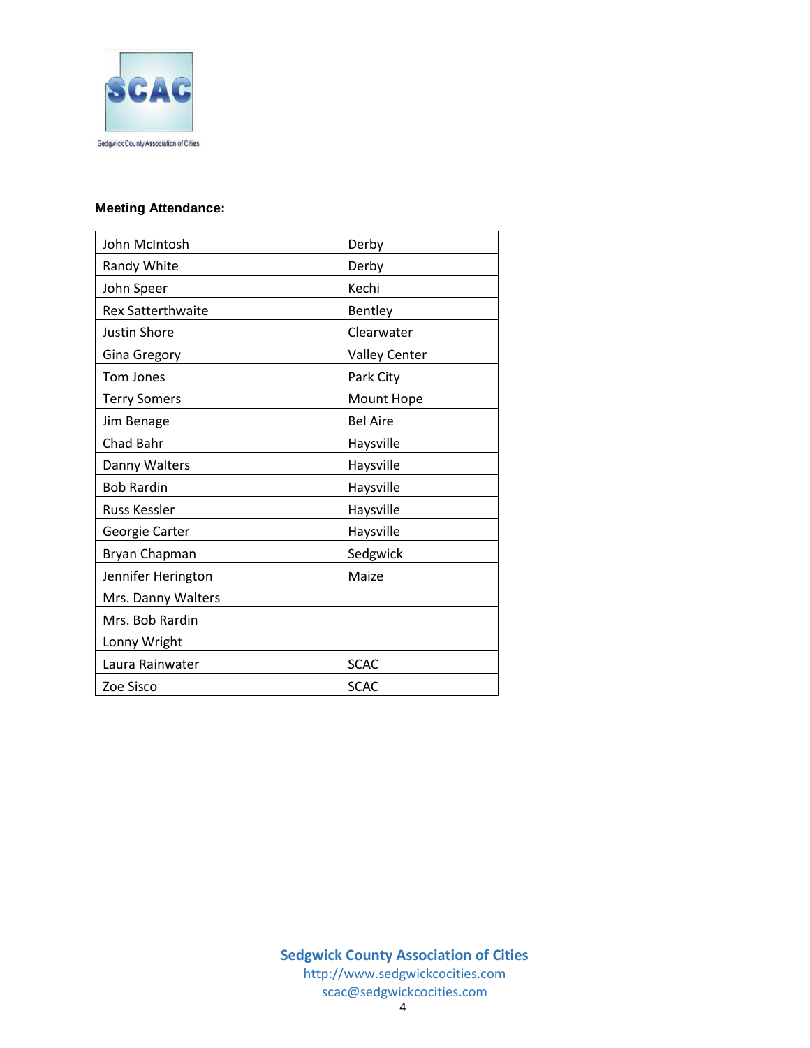**Meeting Attendance:**

| | |
|---|---|
| John McIntosh | Derby |
| Randy White | Derby |
| John Speer | Kechi |
| Rex Satterthwaite | Bentley |
| Justin Shore | Clearwater |
| Gina Gregory | Valley Center |
| Tom Jones | Park City |
| Terry Somers | Mount Hope |
| Jim Benage | Bel Aire |
| Chad Bahr | Haysville |
| Danny Walters | Haysville |
| Bob Rardin | Haysville |
| Russ Kessler | Haysville |
| Georgie Carter | Haysville |
| Bryan Chapman | Sedgwick |
| Jennifer Herington | Maize |
| Mrs. Danny Walters | |
| Mrs. Bob Rardin | |
| Lonny Wright | |
| Laura Rainwater | SCAC |
| Zoe Sisco | SCAC |

**Sedgwick County Association of Cities**
http://www.sedgwickcocities.com
scac@sedgwickcocities.com